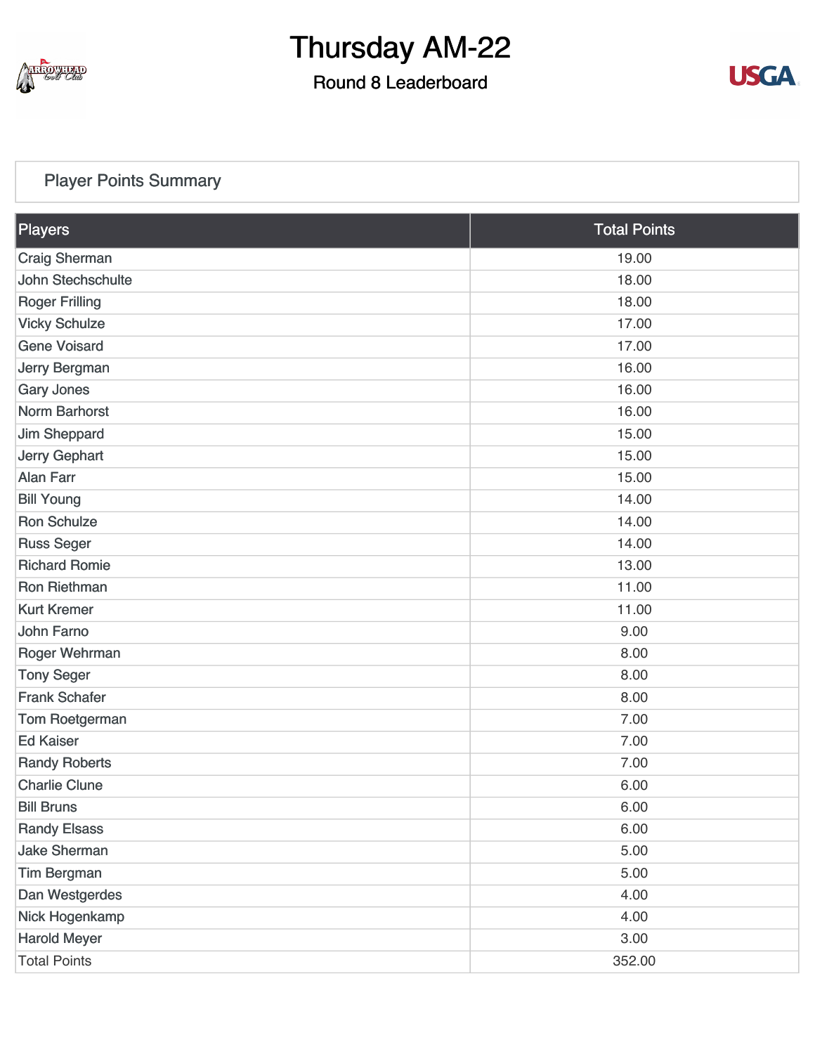# Thursday AM-22

## Round 8 Leaderboard

### Player Points Summary

| Players | Total Points |
| --- | --- |
| Craig Sherman | 19.00 |
| John Stechschulte | 18.00 |
| Roger Frilling | 18.00 |
| Vicky Schulze | 17.00 |
| Gene Voisard | 17.00 |
| Jerry Bergman | 16.00 |
| Gary Jones | 16.00 |
| Norm Barhorst | 16.00 |
| Jim Sheppard | 15.00 |
| Jerry Gephart | 15.00 |
| Alan Farr | 15.00 |
| Bill Young | 14.00 |
| Ron Schulze | 14.00 |
| Russ Seger | 14.00 |
| Richard Romie | 13.00 |
| Ron Riethman | 11.00 |
| Kurt Kremer | 11.00 |
| John Farno | 9.00 |
| Roger Wehrman | 8.00 |
| Tony Seger | 8.00 |
| Frank Schafer | 8.00 |
| Tom Roetgerman | 7.00 |
| Ed Kaiser | 7.00 |
| Randy Roberts | 7.00 |
| Charlie Clune | 6.00 |
| Bill Bruns | 6.00 |
| Randy Elsass | 6.00 |
| Jake Sherman | 5.00 |
| Tim Bergman | 5.00 |
| Dan Westgerdes | 4.00 |
| Nick Hogenkamp | 4.00 |
| Harold Meyer | 3.00 |
| Total Points | 352.00 |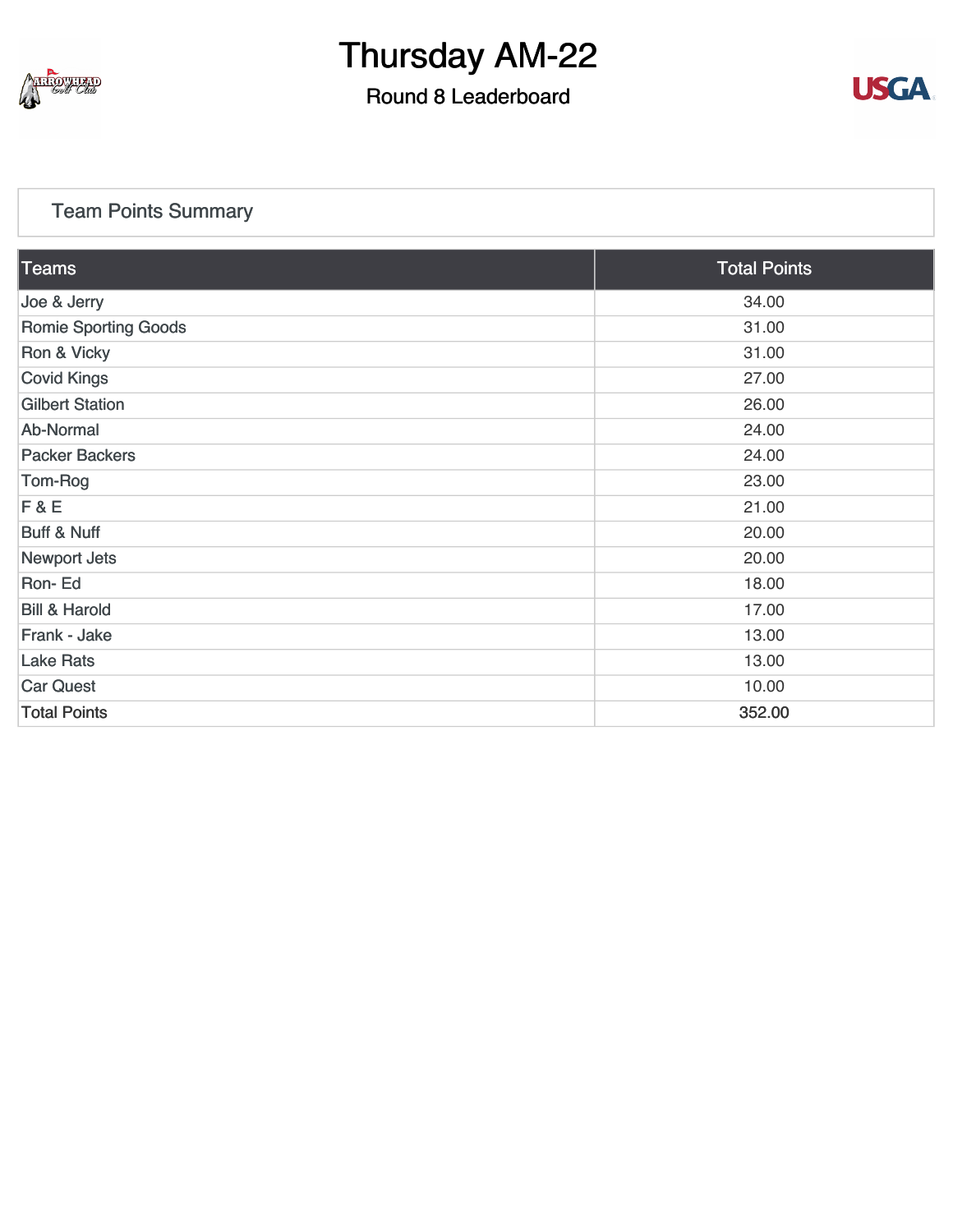# Thursday AM-22

## Round 8 Leaderboard

### Team Points Summary

| Teams | Total Points |
|---|---|
| Joe & Jerry | 34.00 |
| Romie Sporting Goods | 31.00 |
| Ron & Vicky | 31.00 |
| Covid Kings | 27.00 |
| Gilbert Station | 26.00 |
| Ab-Normal | 24.00 |
| Packer Backers | 24.00 |
| Tom-Rog | 23.00 |
| F & E | 21.00 |
| Buff & Nuff | 20.00 |
| Newport Jets | 20.00 |
| Ron- Ed | 18.00 |
| Bill & Harold | 17.00 |
| Frank - Jake | 13.00 |
| Lake Rats | 13.00 |
| Car Quest | 10.00 |
| Total Points | 352.00 |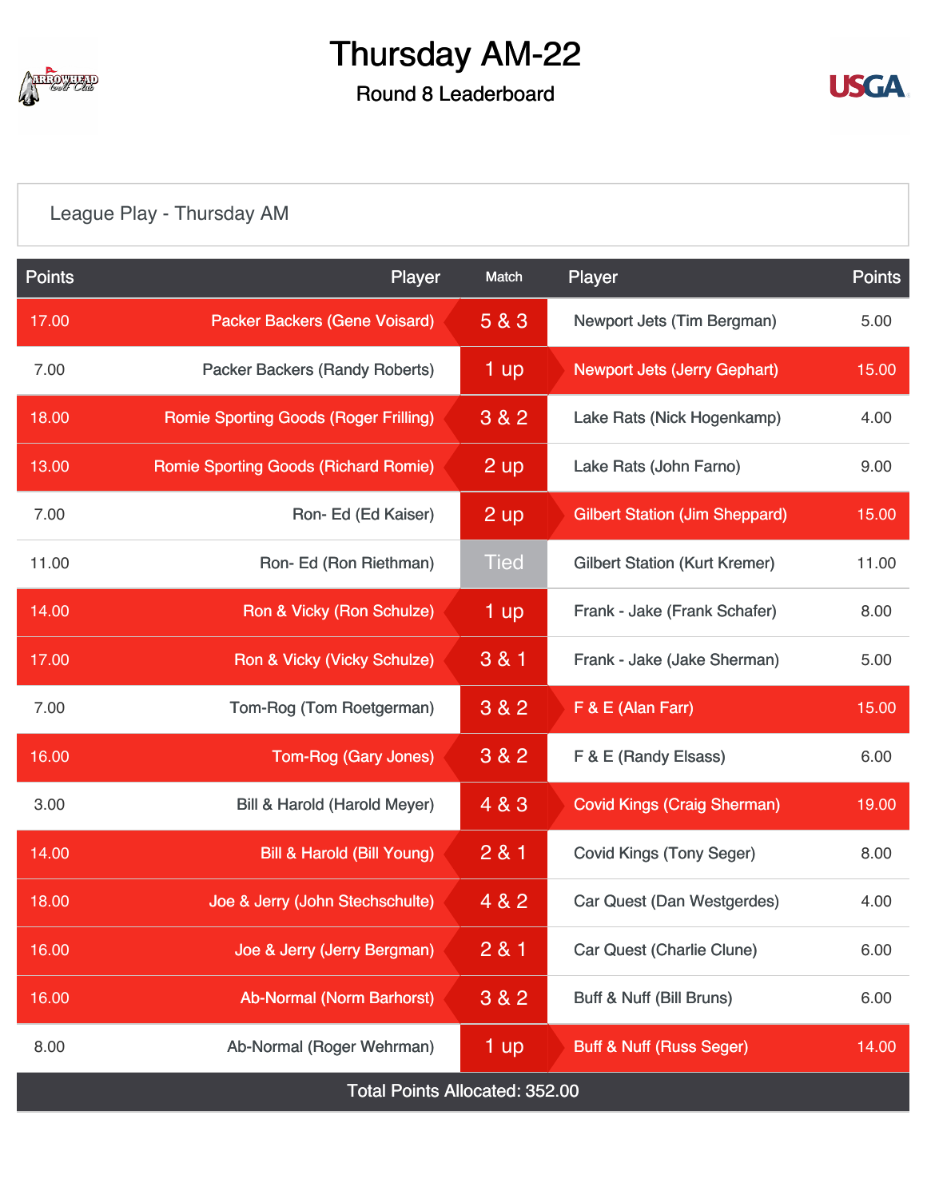# Thursday AM-22

## Round 8 Leaderboard

League Play - Thursday AM

| Points | Player | Match | Player | Points |
|---|---|---|---|---|
| 17.00 | Packer Backers (Gene Voisard) | 5 & 3 | Newport Jets (Tim Bergman) | 5.00 |
| 7.00 | Packer Backers (Randy Roberts) | 1 up | Newport Jets (Jerry Gephart) | 15.00 |
| 18.00 | Romie Sporting Goods (Roger Frilling) | 3 & 2 | Lake Rats (Nick Hogenkamp) | 4.00 |
| 13.00 | Romie Sporting Goods (Richard Romie) | 2 up | Lake Rats (John Farno) | 9.00 |
| 7.00 | Ron- Ed (Ed Kaiser) | 2 up | Gilbert Station (Jim Sheppard) | 15.00 |
| 11.00 | Ron- Ed (Ron Riethman) | Tied | Gilbert Station (Kurt Kremer) | 11.00 |
| 14.00 | Ron & Vicky (Ron Schulze) | 1 up | Frank - Jake (Frank Schafer) | 8.00 |
| 17.00 | Ron & Vicky (Vicky Schulze) | 3 & 1 | Frank - Jake (Jake Sherman) | 5.00 |
| 7.00 | Tom-Rog (Tom Roetgerman) | 3 & 2 | F & E (Alan Farr) | 15.00 |
| 16.00 | Tom-Rog (Gary Jones) | 3 & 2 | F & E (Randy Elsass) | 6.00 |
| 3.00 | Bill & Harold (Harold Meyer) | 4 & 3 | Covid Kings (Craig Sherman) | 19.00 |
| 14.00 | Bill & Harold (Bill Young) | 2 & 1 | Covid Kings (Tony Seger) | 8.00 |
| 18.00 | Joe & Jerry (John Stechschulte) | 4 & 2 | Car Quest (Dan Westgerdes) | 4.00 |
| 16.00 | Joe & Jerry (Jerry Bergman) | 2 & 1 | Car Quest (Charlie Clune) | 6.00 |
| 16.00 | Ab-Normal (Norm Barhorst) | 3 & 2 | Buff & Nuff (Bill Bruns) | 6.00 |
| 8.00 | Ab-Normal (Roger Wehrman) | 1 up | Buff & Nuff (Russ Seger) | 14.00 |

Total Points Allocated: 352.00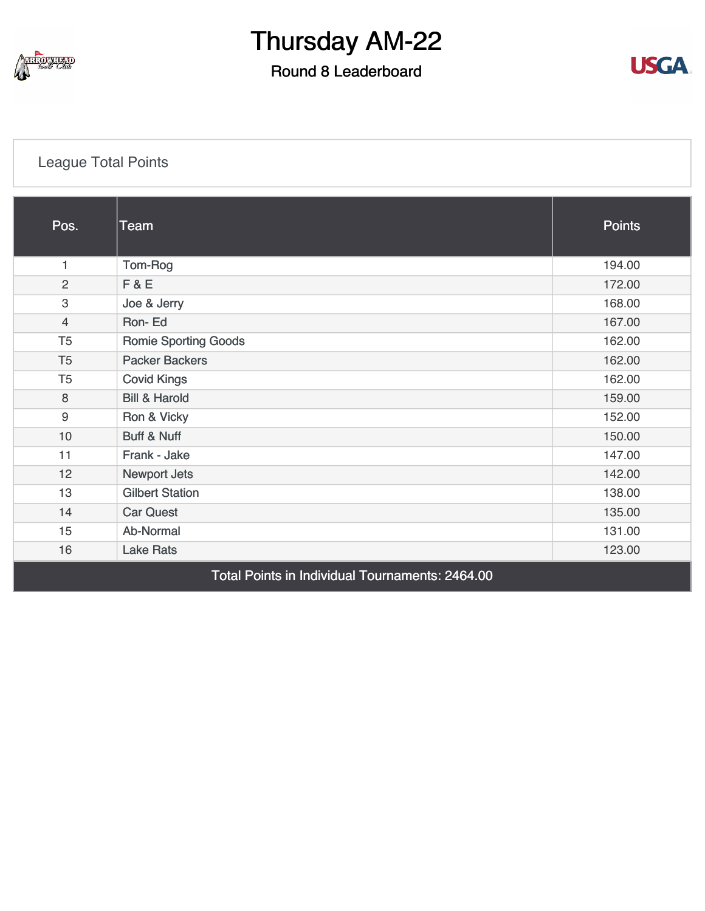# Thursday AM-22

## Round 8 Leaderboard

League Total Points

| Pos. | Team | Points |
|---|---|---|
| 1 | Tom-Rog | 194.00 |
| 2 | F & E | 172.00 |
| 3 | Joe & Jerry | 168.00 |
| 4 | Ron- Ed | 167.00 |
| T5 | Romie Sporting Goods | 162.00 |
| T5 | Packer Backers | 162.00 |
| T5 | Covid Kings | 162.00 |
| 8 | Bill & Harold | 159.00 |
| 9 | Ron & Vicky | 152.00 |
| 10 | Buff & Nuff | 150.00 |
| 11 | Frank - Jake | 147.00 |
| 12 | Newport Jets | 142.00 |
| 13 | Gilbert Station | 138.00 |
| 14 | Car Quest | 135.00 |
| 15 | Ab-Normal | 131.00 |
| 16 | Lake Rats | 123.00 |

Total Points in Individual Tournaments: 2464.00